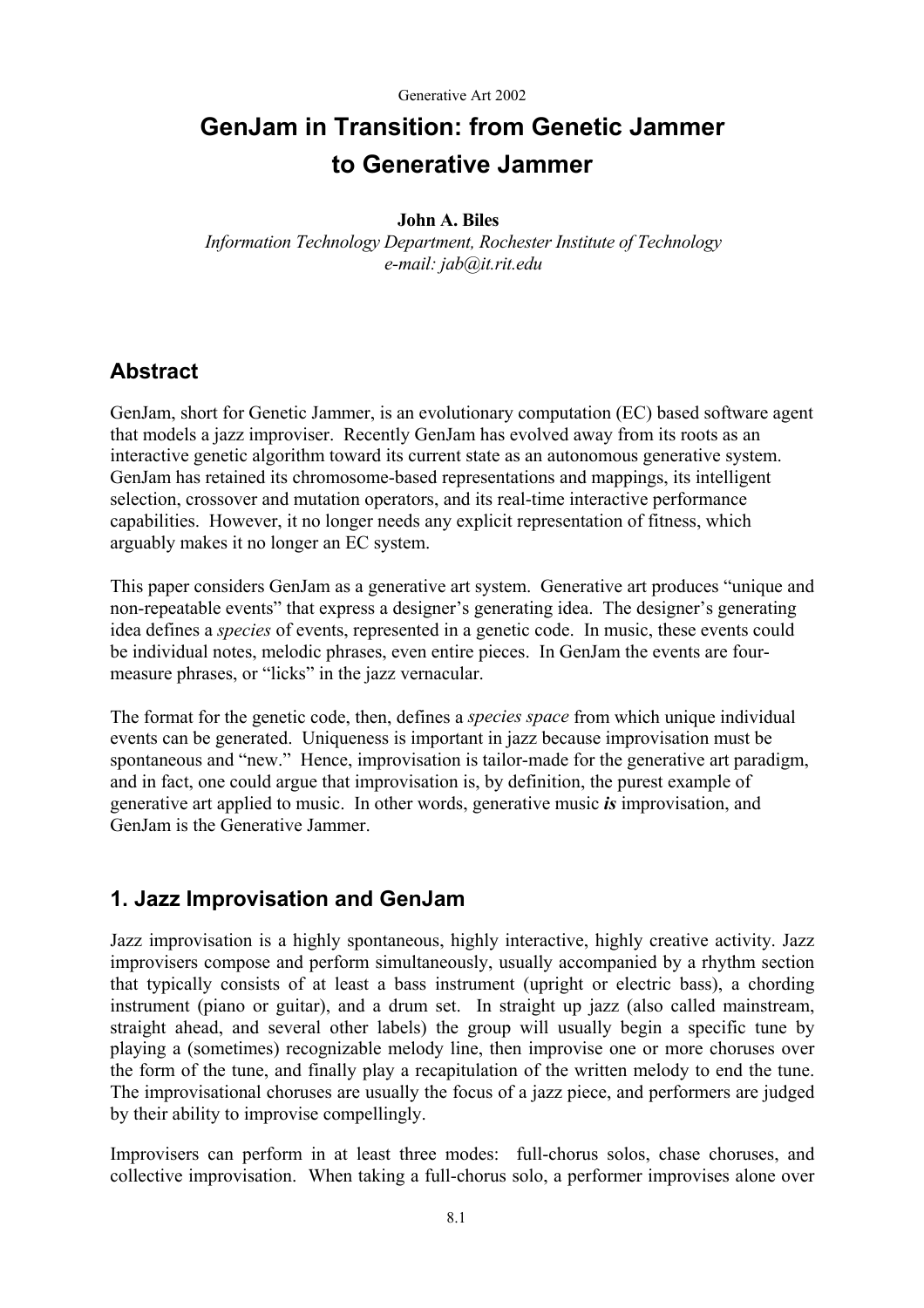Generative Art 2002

# GenJam in Transition: from Genetic Jammer to Generative Jammer

**John A. Biles**

*Information Technology Department, Rochester Institute of Technology*
*e-mail: jab@it.rit.edu*

## Abstract

GenJam, short for Genetic Jammer, is an evolutionary computation (EC) based software agent that models a jazz improviser. Recently GenJam has evolved away from its roots as an interactive genetic algorithm toward its current state as an autonomous generative system. GenJam has retained its chromosome-based representations and mappings, its intelligent selection, crossover and mutation operators, and its real-time interactive performance capabilities. However, it no longer needs any explicit representation of fitness, which arguably makes it no longer an EC system.

This paper considers GenJam as a generative art system. Generative art produces "unique and non-repeatable events" that express a designer's generating idea. The designer's generating idea defines a *species* of events, represented in a genetic code. In music, these events could be individual notes, melodic phrases, even entire pieces. In GenJam the events are four-measure phrases, or "licks" in the jazz vernacular.

The format for the genetic code, then, defines a *species space* from which unique individual events can be generated. Uniqueness is important in jazz because improvisation must be spontaneous and "new." Hence, improvisation is tailor-made for the generative art paradigm, and in fact, one could argue that improvisation is, by definition, the purest example of generative art applied to music. In other words, generative music ***is*** improvisation, and GenJam is the Generative Jammer.

## 1. Jazz Improvisation and GenJam

Jazz improvisation is a highly spontaneous, highly interactive, highly creative activity. Jazz improvisers compose and perform simultaneously, usually accompanied by a rhythm section that typically consists of at least a bass instrument (upright or electric bass), a chording instrument (piano or guitar), and a drum set. In straight up jazz (also called mainstream, straight ahead, and several other labels) the group will usually begin a specific tune by playing a (sometimes) recognizable melody line, then improvise one or more choruses over the form of the tune, and finally play a recapitulation of the written melody to end the tune. The improvisational choruses are usually the focus of a jazz piece, and performers are judged by their ability to improvise compellingly.

Improvisers can perform in at least three modes: full-chorus solos, chase choruses, and collective improvisation. When taking a full-chorus solo, a performer improvises alone over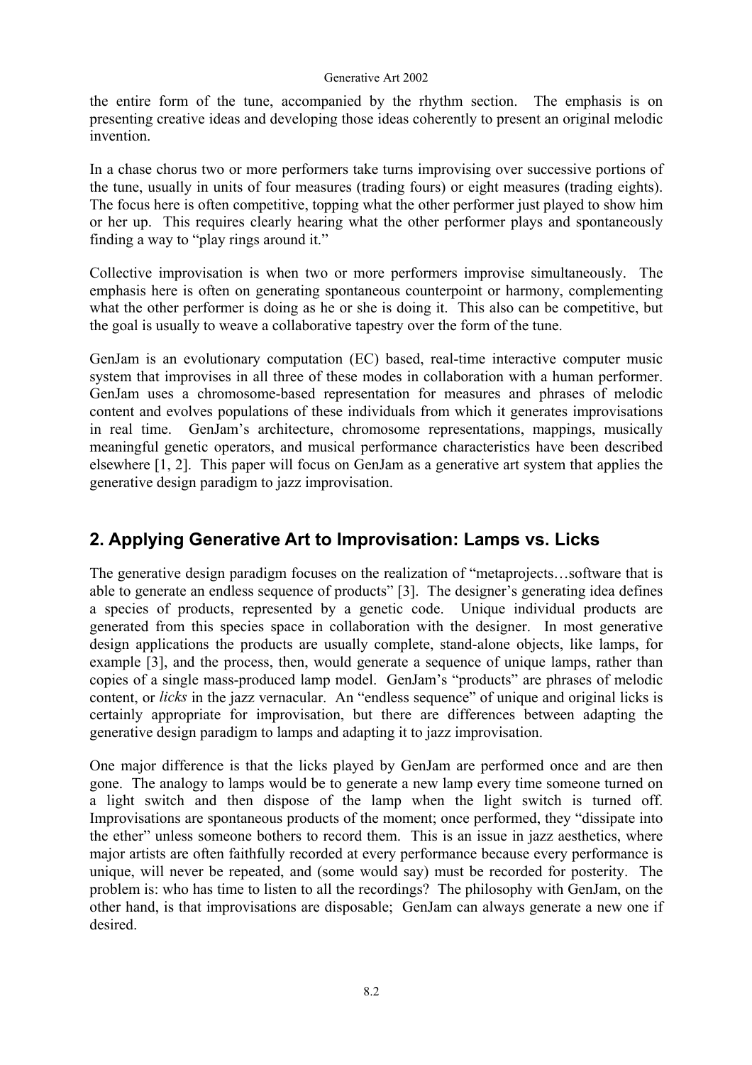the entire form of the tune, accompanied by the rhythm section. The emphasis is on presenting creative ideas and developing those ideas coherently to present an original melodic invention.

In a chase chorus two or more performers take turns improvising over successive portions of the tune, usually in units of four measures (trading fours) or eight measures (trading eights). The focus here is often competitive, topping what the other performer just played to show him or her up. This requires clearly hearing what the other performer plays and spontaneously finding a way to "play rings around it."

Collective improvisation is when two or more performers improvise simultaneously. The emphasis here is often on generating spontaneous counterpoint or harmony, complementing what the other performer is doing as he or she is doing it. This also can be competitive, but the goal is usually to weave a collaborative tapestry over the form of the tune.

GenJam is an evolutionary computation (EC) based, real-time interactive computer music system that improvises in all three of these modes in collaboration with a human performer. GenJam uses a chromosome-based representation for measures and phrases of melodic content and evolves populations of these individuals from which it generates improvisations in real time. GenJam's architecture, chromosome representations, mappings, musically meaningful genetic operators, and musical performance characteristics have been described elsewhere [1, 2]. This paper will focus on GenJam as a generative art system that applies the generative design paradigm to jazz improvisation.

## 2. Applying Generative Art to Improvisation: Lamps vs. Licks

The generative design paradigm focuses on the realization of "metaprojects…software that is able to generate an endless sequence of products" [3]. The designer's generating idea defines a species of products, represented by a genetic code. Unique individual products are generated from this species space in collaboration with the designer. In most generative design applications the products are usually complete, stand-alone objects, like lamps, for example [3], and the process, then, would generate a sequence of unique lamps, rather than copies of a single mass-produced lamp model. GenJam's "products" are phrases of melodic content, or *licks* in the jazz vernacular. An "endless sequence" of unique and original licks is certainly appropriate for improvisation, but there are differences between adapting the generative design paradigm to lamps and adapting it to jazz improvisation.

One major difference is that the licks played by GenJam are performed once and are then gone. The analogy to lamps would be to generate a new lamp every time someone turned on a light switch and then dispose of the lamp when the light switch is turned off. Improvisations are spontaneous products of the moment; once performed, they "dissipate into the ether" unless someone bothers to record them. This is an issue in jazz aesthetics, where major artists are often faithfully recorded at every performance because every performance is unique, will never be repeated, and (some would say) must be recorded for posterity. The problem is: who has time to listen to all the recordings? The philosophy with GenJam, on the other hand, is that improvisations are disposable; GenJam can always generate a new one if desired.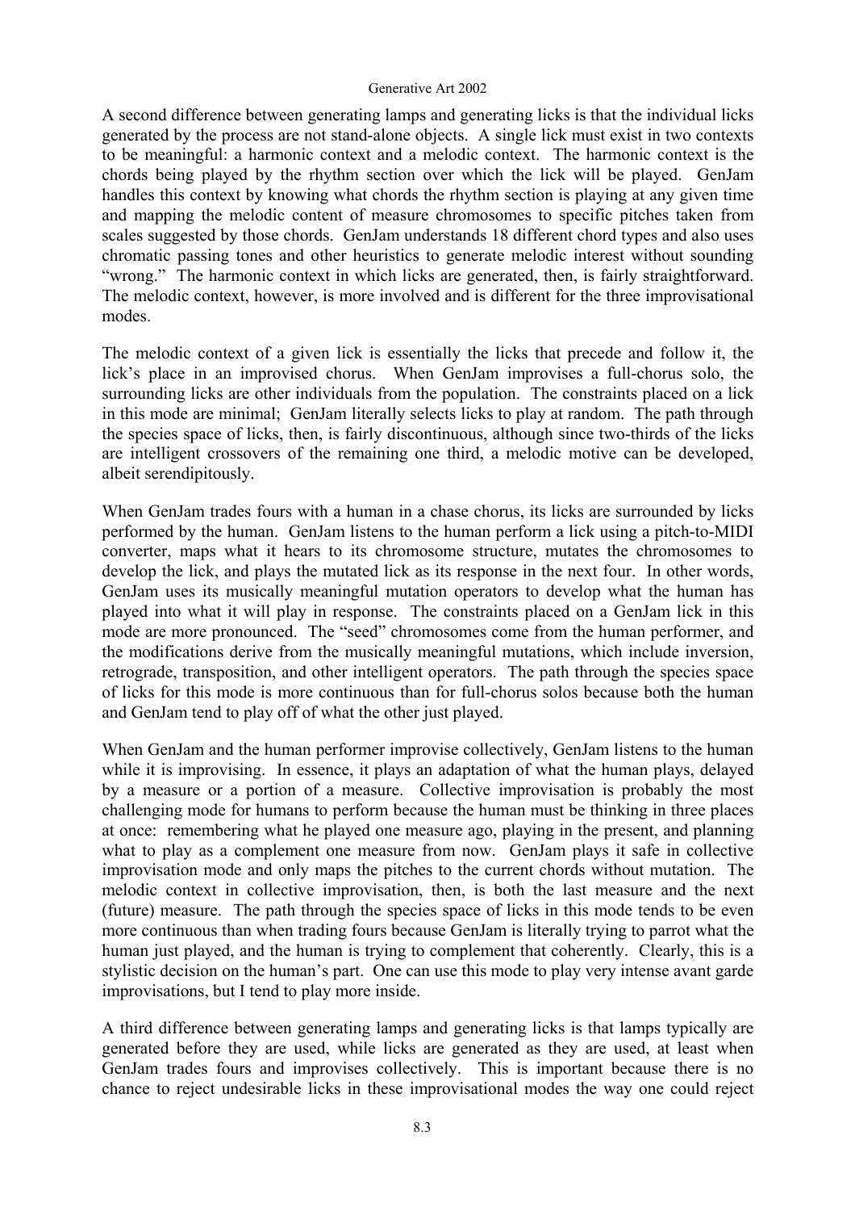A second difference between generating lamps and generating licks is that the individual licks generated by the process are not stand-alone objects. A single lick must exist in two contexts to be meaningful: a harmonic context and a melodic context. The harmonic context is the chords being played by the rhythm section over which the lick will be played. GenJam handles this context by knowing what chords the rhythm section is playing at any given time and mapping the melodic content of measure chromosomes to specific pitches taken from scales suggested by those chords. GenJam understands 18 different chord types and also uses chromatic passing tones and other heuristics to generate melodic interest without sounding "wrong." The harmonic context in which licks are generated, then, is fairly straightforward. The melodic context, however, is more involved and is different for the three improvisational modes.

The melodic context of a given lick is essentially the licks that precede and follow it, the lick's place in an improvised chorus. When GenJam improvises a full-chorus solo, the surrounding licks are other individuals from the population. The constraints placed on a lick in this mode are minimal; GenJam literally selects licks to play at random. The path through the species space of licks, then, is fairly discontinuous, although since two-thirds of the licks are intelligent crossovers of the remaining one third, a melodic motive can be developed, albeit serendipitously.

When GenJam trades fours with a human in a chase chorus, its licks are surrounded by licks performed by the human. GenJam listens to the human perform a lick using a pitch-to-MIDI converter, maps what it hears to its chromosome structure, mutates the chromosomes to develop the lick, and plays the mutated lick as its response in the next four. In other words, GenJam uses its musically meaningful mutation operators to develop what the human has played into what it will play in response. The constraints placed on a GenJam lick in this mode are more pronounced. The "seed" chromosomes come from the human performer, and the modifications derive from the musically meaningful mutations, which include inversion, retrograde, transposition, and other intelligent operators. The path through the species space of licks for this mode is more continuous than for full-chorus solos because both the human and GenJam tend to play off of what the other just played.

When GenJam and the human performer improvise collectively, GenJam listens to the human while it is improvising. In essence, it plays an adaptation of what the human plays, delayed by a measure or a portion of a measure. Collective improvisation is probably the most challenging mode for humans to perform because the human must be thinking in three places at once: remembering what he played one measure ago, playing in the present, and planning what to play as a complement one measure from now. GenJam plays it safe in collective improvisation mode and only maps the pitches to the current chords without mutation. The melodic context in collective improvisation, then, is both the last measure and the next (future) measure. The path through the species space of licks in this mode tends to be even more continuous than when trading fours because GenJam is literally trying to parrot what the human just played, and the human is trying to complement that coherently. Clearly, this is a stylistic decision on the human's part. One can use this mode to play very intense avant garde improvisations, but I tend to play more inside.

A third difference between generating lamps and generating licks is that lamps typically are generated before they are used, while licks are generated as they are used, at least when GenJam trades fours and improvises collectively. This is important because there is no chance to reject undesirable licks in these improvisational modes the way one could reject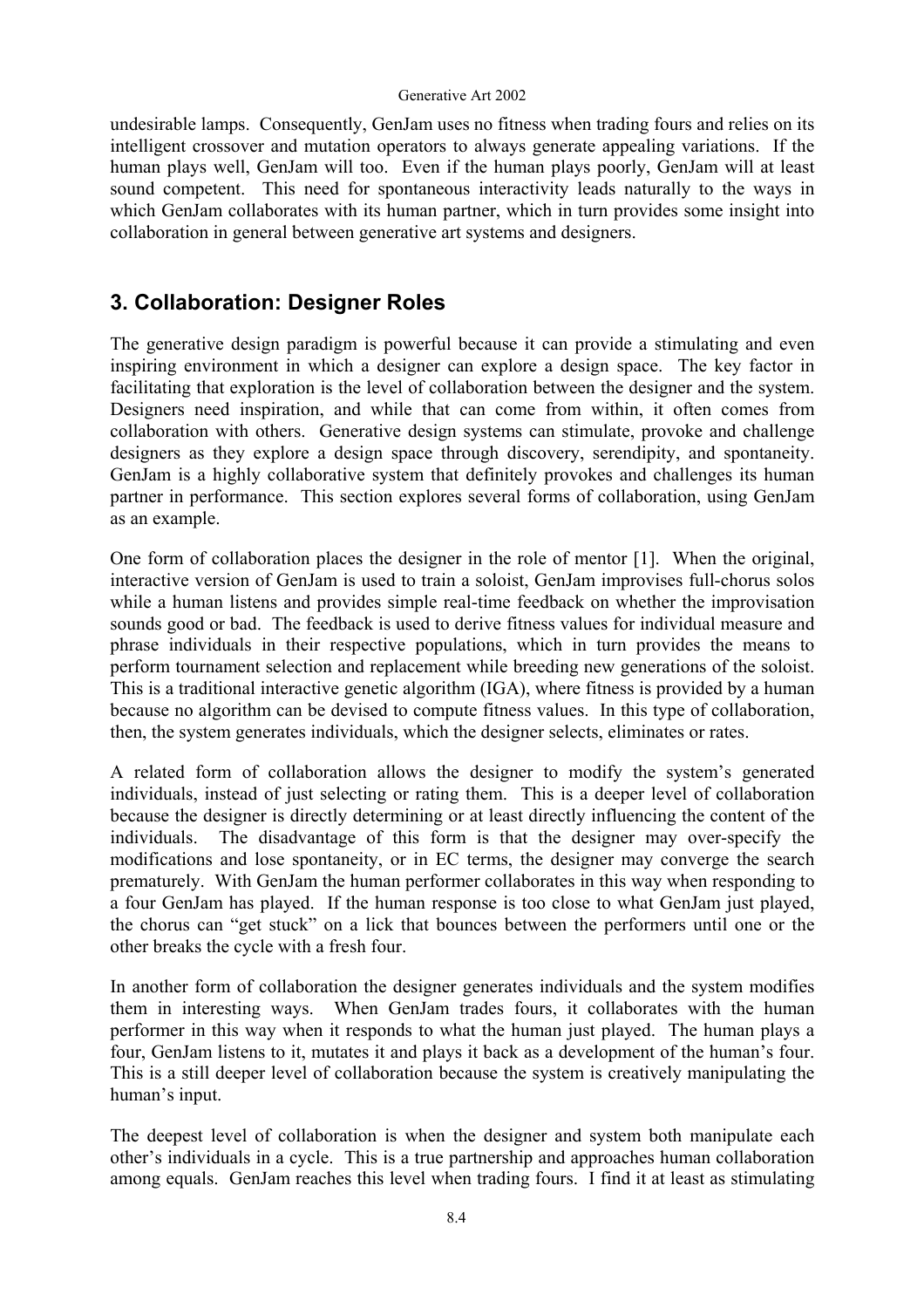undesirable lamps. Consequently, GenJam uses no fitness when trading fours and relies on its intelligent crossover and mutation operators to always generate appealing variations. If the human plays well, GenJam will too. Even if the human plays poorly, GenJam will at least sound competent. This need for spontaneous interactivity leads naturally to the ways in which GenJam collaborates with its human partner, which in turn provides some insight into collaboration in general between generative art systems and designers.

## 3. Collaboration: Designer Roles

The generative design paradigm is powerful because it can provide a stimulating and even inspiring environment in which a designer can explore a design space. The key factor in facilitating that exploration is the level of collaboration between the designer and the system. Designers need inspiration, and while that can come from within, it often comes from collaboration with others. Generative design systems can stimulate, provoke and challenge designers as they explore a design space through discovery, serendipity, and spontaneity. GenJam is a highly collaborative system that definitely provokes and challenges its human partner in performance. This section explores several forms of collaboration, using GenJam as an example.

One form of collaboration places the designer in the role of mentor [1]. When the original, interactive version of GenJam is used to train a soloist, GenJam improvises full-chorus solos while a human listens and provides simple real-time feedback on whether the improvisation sounds good or bad. The feedback is used to derive fitness values for individual measure and phrase individuals in their respective populations, which in turn provides the means to perform tournament selection and replacement while breeding new generations of the soloist. This is a traditional interactive genetic algorithm (IGA), where fitness is provided by a human because no algorithm can be devised to compute fitness values. In this type of collaboration, then, the system generates individuals, which the designer selects, eliminates or rates.

A related form of collaboration allows the designer to modify the system's generated individuals, instead of just selecting or rating them. This is a deeper level of collaboration because the designer is directly determining or at least directly influencing the content of the individuals. The disadvantage of this form is that the designer may over-specify the modifications and lose spontaneity, or in EC terms, the designer may converge the search prematurely. With GenJam the human performer collaborates in this way when responding to a four GenJam has played. If the human response is too close to what GenJam just played, the chorus can "get stuck" on a lick that bounces between the performers until one or the other breaks the cycle with a fresh four.

In another form of collaboration the designer generates individuals and the system modifies them in interesting ways. When GenJam trades fours, it collaborates with the human performer in this way when it responds to what the human just played. The human plays a four, GenJam listens to it, mutates it and plays it back as a development of the human's four. This is a still deeper level of collaboration because the system is creatively manipulating the human's input.

The deepest level of collaboration is when the designer and system both manipulate each other's individuals in a cycle. This is a true partnership and approaches human collaboration among equals. GenJam reaches this level when trading fours. I find it at least as stimulating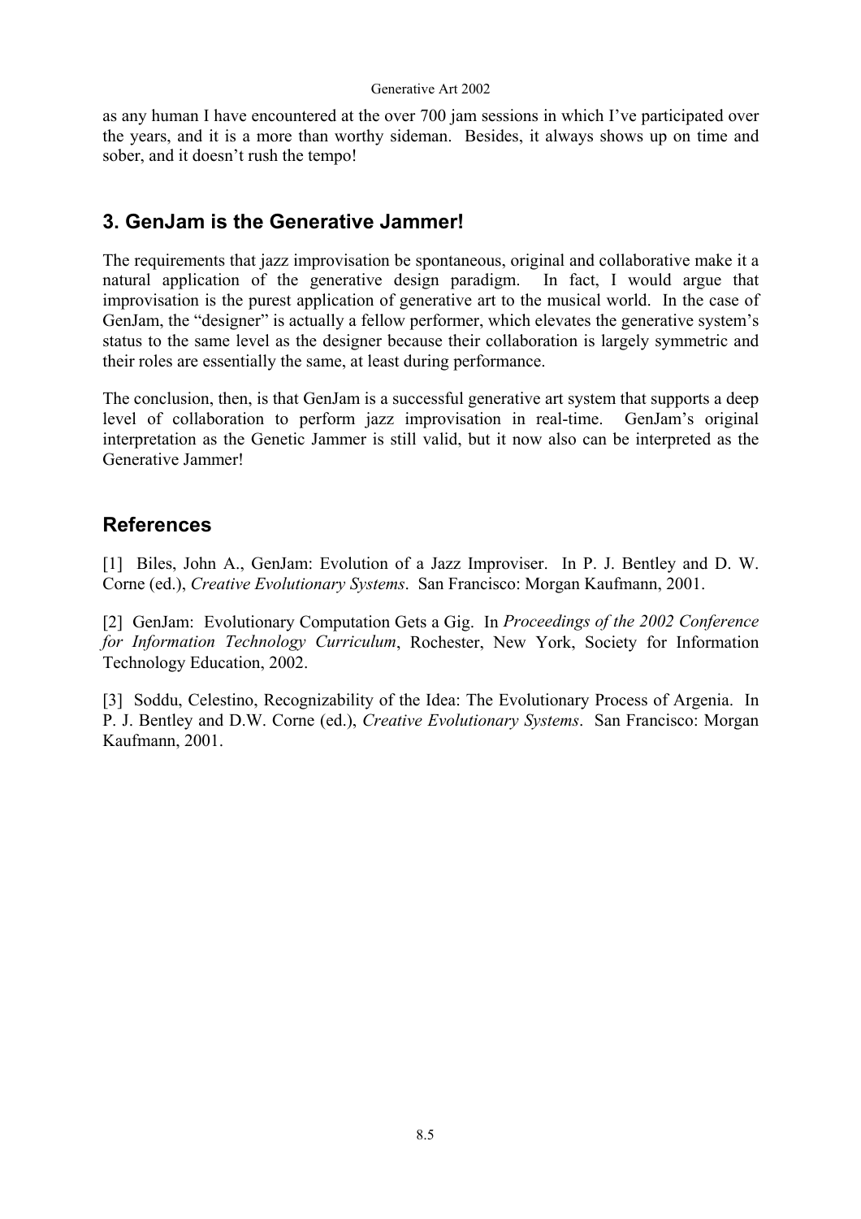as any human I have encountered at the over 700 jam sessions in which I've participated over the years, and it is a more than worthy sideman. Besides, it always shows up on time and sober, and it doesn't rush the tempo!

## 3. GenJam is the Generative Jammer!

The requirements that jazz improvisation be spontaneous, original and collaborative make it a natural application of the generative design paradigm. In fact, I would argue that improvisation is the purest application of generative art to the musical world. In the case of GenJam, the "designer" is actually a fellow performer, which elevates the generative system's status to the same level as the designer because their collaboration is largely symmetric and their roles are essentially the same, at least during performance.

The conclusion, then, is that GenJam is a successful generative art system that supports a deep level of collaboration to perform jazz improvisation in real-time. GenJam's original interpretation as the Genetic Jammer is still valid, but it now also can be interpreted as the Generative Jammer!

## References

[1] Biles, John A., GenJam: Evolution of a Jazz Improviser. In P. J. Bentley and D. W. Corne (ed.), *Creative Evolutionary Systems*. San Francisco: Morgan Kaufmann, 2001.

[2] GenJam: Evolutionary Computation Gets a Gig. In *Proceedings of the 2002 Conference for Information Technology Curriculum*, Rochester, New York, Society for Information Technology Education, 2002.

[3] Soddu, Celestino, Recognizability of the Idea: The Evolutionary Process of Argenia. In P. J. Bentley and D.W. Corne (ed.), *Creative Evolutionary Systems*. San Francisco: Morgan Kaufmann, 2001.